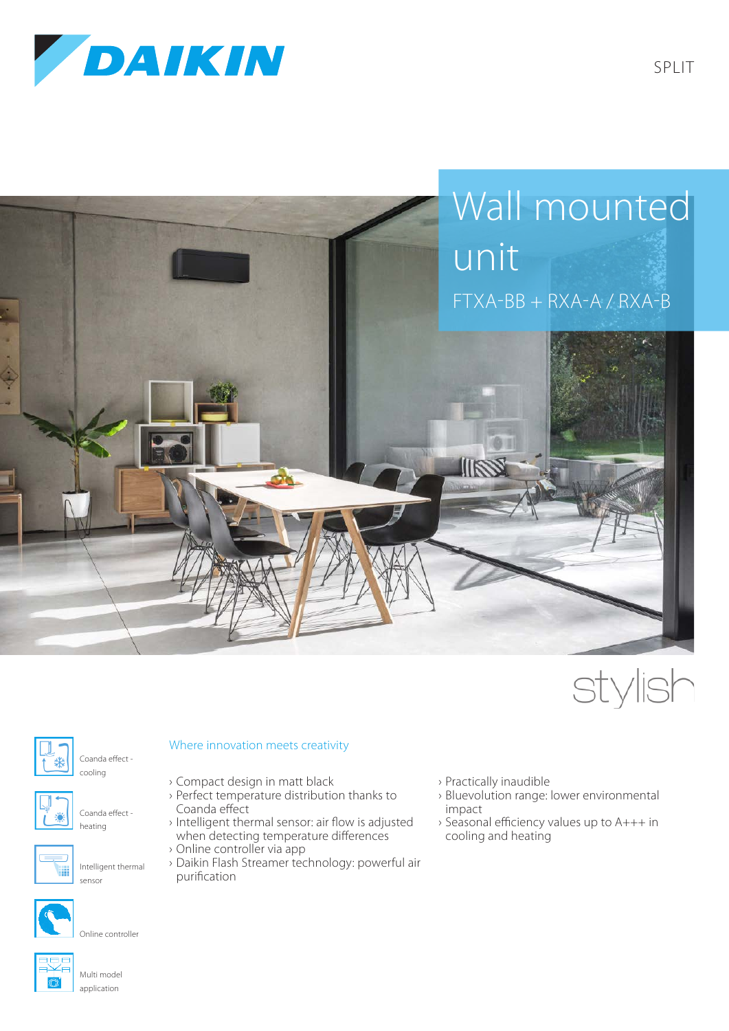DAIKIN

SPLIT

# Wall mounted unit

FTXA-BB + RXA-A / RXA-B

stylish

Coanda effect - cooling

Coanda effect - heating

Intelligent thermal sensor

Online controller

Multi model application

## Where innovation meets creativity

- Compact design in matt black
- Perfect temperature distribution thanks to Coanda effect
- Intelligent thermal sensor: air flow is adjusted when detecting temperature differences
- Online controller via app
- Daikin Flash Streamer technology: powerful air purification
- Practically inaudible
- Bluevolution range: lower environmental impact
- Seasonal efficiency values up to A+++ in cooling and heating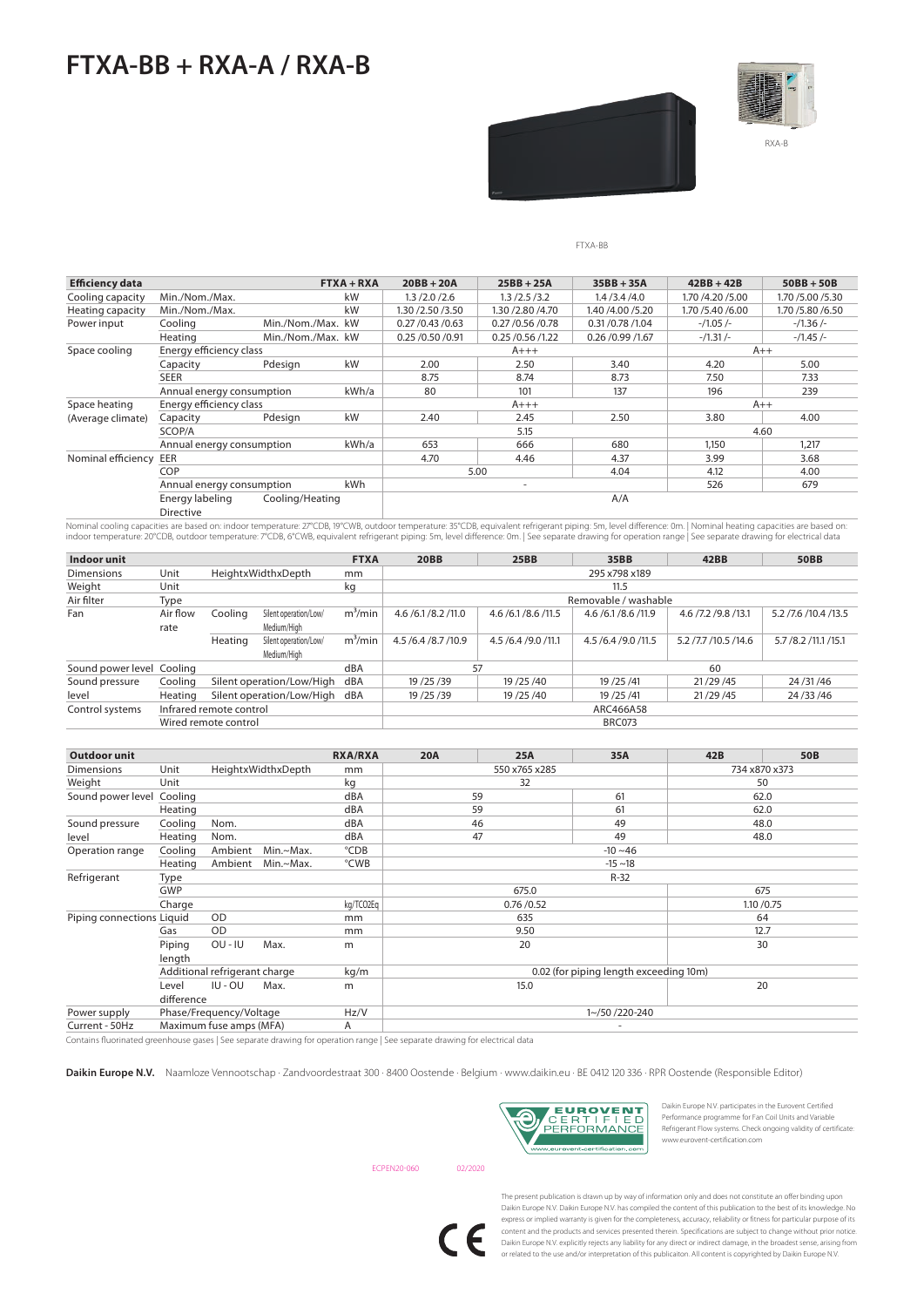# FTXA-BB + RXA-A / RXA-B

RXA-B

FTXA-BB

| Efficiency data | | | FTXA + RXA | 20BB + 20A | 25BB + 25A | 35BB + 35A | 42BB + 42B | 50BB + 50B |
|---|---|---|---|---|---|---|---|---|
| Cooling capacity | Min./Nom./Max. | | kW | 1.3 /2.0 /2.6 | 1.3 /2.5 /3.2 | 1.4 /3.4 /4.0 | 1.70 /4.20 /5.00 | 1.70 /5.00 /5.30 |
| Heating capacity | Min./Nom./Max. | | kW | 1.30 /2.50 /3.50 | 1.30 /2.80 /4.70 | 1.40 /4.00 /5.20 | 1.70 /5.40 /6.00 | 1.70 /5.80 /6.50 |
| Power input | Cooling | Min./Nom./Max. | kW | 0.27 /0.43 /0.63 | 0.27 /0.56 /0.78 | 0.31 /0.78 /1.04 | -/1.05 /- | -/1.36 /- |
| | Heating | Min./Nom./Max. | kW | 0.25 /0.50 /0.91 | 0.25 /0.56 /1.22 | 0.26 /0.99 /1.67 | -/1.31 /- | -/1.45 /- |
| Space cooling | Energy efficiency class | | | A+++ | | | A++ | |
| | Capacity | Pdesign | kW | 2.00 | 2.50 | 3.40 | 4.20 | 5.00 |
| | SEER | | | 8.75 | 8.74 | 8.73 | 7.50 | 7.33 |
| | Annual energy consumption | | kWh/a | 80 | 101 | 137 | 196 | 239 |
| Space heating (Average climate) | Energy efficiency class | | | A+++ | | | A++ | |
| | Capacity | Pdesign | kW | 2.40 | 2.45 | 2.50 | 3.80 | 4.00 |
| | SCOP/A | | | 5.15 | | | 4.60 | |
| | Annual energy consumption | | kWh/a | 653 | 666 | 680 | 1,150 | 1,217 |
| Nominal efficiency | EER | | | 4.70 | 4.46 | 4.37 | 3.99 | 3.68 |
| | COP | | | 5.00 | | 4.04 | 4.12 | 4.00 |
| | Annual energy consumption | | kWh | - | | | 526 | 679 |
| | Energy labeling Directive | Cooling/Heating | | A/A | | | | |

Nominal cooling capacities are based on: indoor temperature: 27°CDB, 19°CWB, outdoor temperature: 35°CDB, equivalent refrigerant piping: 5m, level difference: 0m. | Nominal heating capacities are based on: indoor temperature: 20°CDB, outdoor temperature: 7°CDB, 6°CWB, equivalent refrigerant piping: 5m, level difference: 0m. | See separate drawing for operation range | See separate drawing for electrical data

| Indoor unit | | | | FTXA | 20BB | 25BB | 35BB | 42BB | 50BB |
|---|---|---|---|---|---|---|---|---|---|
| Dimensions | Unit | HeightxWidthxDepth | | mm | 295 x798 x189 | | | | |
| Weight | Unit | | | kg | 11.5 | | | | |
| Air filter | Type | | | | Removable / washable | | | | |
| Fan | Air flow rate | Cooling | Silent operation/Low/Medium/High | m³/min | 4.6 /6.1 /8.2 /11.0 | 4.6 /6.1 /8.6 /11.5 | 4.6 /6.1 /8.6 /11.9 | 4.6 /7.2 /9.8 /13.1 | 5.2 /7.6 /10.4 /13.5 |
| | | Heating | Silent operation/Low/Medium/High | m³/min | 4.5 /6.4 /8.7 /10.9 | 4.5 /6.4 /9.0 /11.1 | 4.5 /6.4 /9.0 /11.5 | 5.2 /7.7 /10.5 /14.6 | 5.7 /8.2 /11.1 /15.1 |
| Sound power level | Cooling | | | dBA | 57 | | 60 | | |
| Sound pressure level | Cooling | Silent operation/Low/High | | dBA | 19 /25 /39 | 19 /25 /40 | 19 /25 /41 | 21 /29 /45 | 24 /31 /46 |
| | Heating | Silent operation/Low/High | | dBA | 19 /25 /39 | 19 /25 /40 | 19 /25 /41 | 21 /29 /45 | 24 /33 /46 |
| Control systems | Infrared remote control | | | | ARC466A58 | | | | |
| | Wired remote control | | | | BRC073 | | | | |

| Outdoor unit | | | | RXA/RXA | 20A | 25A | 35A | 42B | 50B |
|---|---|---|---|---|---|---|---|---|---|
| Dimensions | Unit | HeightxWidthxDepth | | mm | 550 x765 x285 | | | 734 x870 x373 | |
| Weight | Unit | | | kg | 32 | | | 50 | |
| Sound power level | Cooling | | | dBA | 59 | | 61 | 62.0 | |
| | Heating | | | dBA | 59 | | 61 | 62.0 | |
| Sound pressure level | Cooling | Nom. | | dBA | 46 | | 49 | 48.0 | |
| | Heating | Nom. | | dBA | 47 | | 49 | 48.0 | |
| Operation range | Cooling | Ambient | Min.~Max. | °CDB | -10 ~46 | | | | |
| | Heating | Ambient | Min.~Max. | °CWB | -15 ~18 | | | | |
| Refrigerant | Type | | | | R-32 | | | | |
| | GWP | | | | 675.0 | | | 675 | |
| | Charge | | | kg/TCO2Eq | 0.76 /0.52 | | | 1.10 /0.75 | |
| Piping connections | Liquid | OD | | mm | 635 | | | 64 | |
| | Gas | OD | | mm | 9.50 | | | 12.7 | |
| | Piping length | OU - IU | Max. | m | 20 | | | 30 | |
| | Additional refrigerant charge | | | kg/m | 0.02 (for piping length exceeding 10m) | | | | |
| | Level difference | IU - OU | Max. | m | 15.0 | | | 20 | |
| Power supply | Phase/Frequency/Voltage | | | Hz/V | 1~/50 /220-240 | | | | |
| Current - 50Hz | Maximum fuse amps (MFA) | | | A | - | | | | |

Contains fluorinated greenhouse gases | See separate drawing for operation range | See separate drawing for electrical data

**Daikin Europe N.V.** Naamloze Vennootschap · Zandvoordestraat 300 · 8400 Oostende · Belgium · www.daikin.eu · BE 0412 120 336 · RPR Oostende (Responsible Editor)

EUROVENT CERTIFIED PERFORMANCE www.eurovent-certification.com

Daikin Europe N.V. participates in the Eurovent Certified Performance programme for Fan Coil Units and Variable Refrigerant Flow systems. Check ongoing validity of certificate: www.eurovent-certification.com

ECPEN20-060 02/2020

The present publication is drawn up by way of information only and does not constitute an offer binding upon Daikin Europe N.V. Daikin Europe N.V. has compiled the content of this publication to the best of its knowledge. No express or implied warranty is given for the completeness, accuracy, reliability or fitness for particular purpose of its content and the products and services presented therein. Specifications are subject to change without prior notice. Daikin Europe N.V. explicitly rejects any liability for any direct or indirect damage, in the broadest sense, arising from or related to the use and/or interpretation of this publicaiton. All content is copyrighted by Daikin Europe N.V.